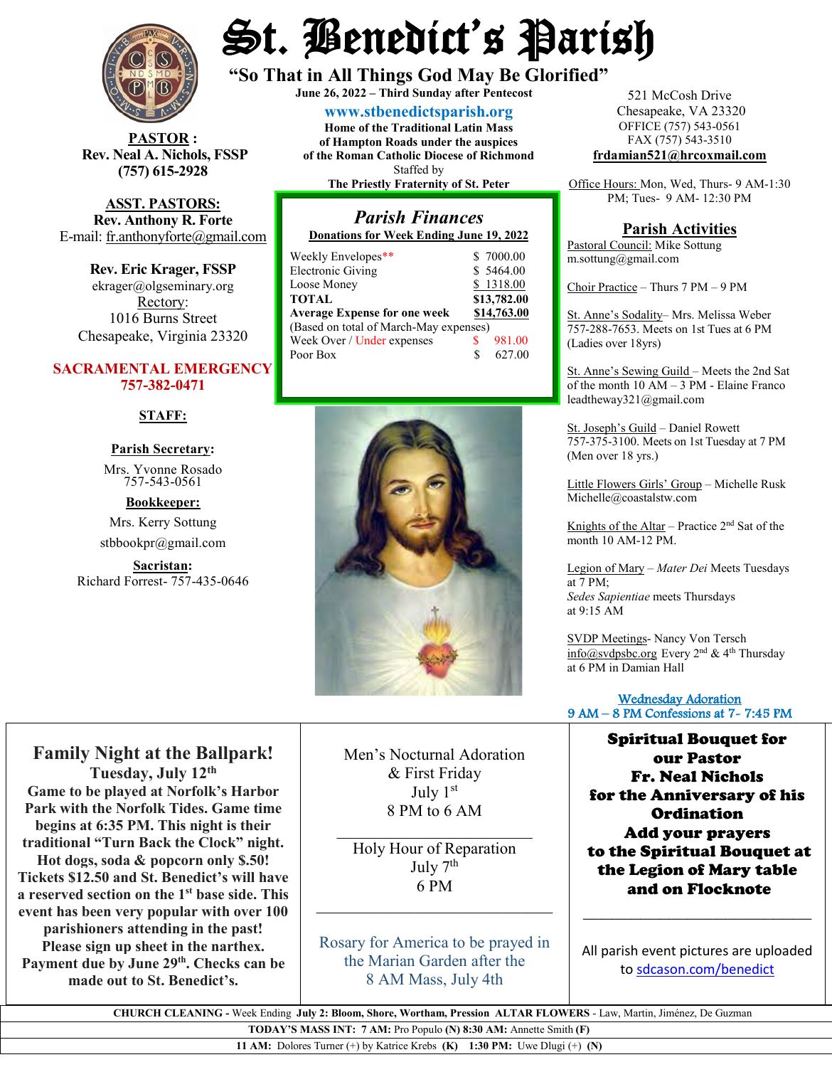# St. Benedict's Parish

**"So That in All Things God May Be Glorified"**

**June 26, 2022 – Third Sunday after Pentecost**

**www.stbenedictsparish.org**

**Home of the Traditional Latin Mass**
**of Hampton Roads under the auspices**
**of the Roman Catholic Diocese of Richmond**
Staffed by
**The Priestly Fraternity of St. Peter**

521 McCosh Drive
Chesapeake, VA 23320
OFFICE (757) 543-0561
FAX (757) 543-3510
**frdamian521@hrcoxmail.com**

Office Hours: Mon, Wed, Thurs- 9 AM-1:30 PM; Tues- 9 AM- 12:30 PM

**PASTOR :**
**Rev. Neal A. Nichols, FSSP**
**(757) 615-2928**

**ASST. PASTORS:**
**Rev. Anthony R. Forte**
E-mail: fr.anthonyforte@gmail.com

**Rev. Eric Krager, FSSP**
ekrager@olgseminary.org

Rectory:
1016 Burns Street
Chesapeake, Virginia 23320

**SACRAMENTAL EMERGENCY**
**757-382-0471**

**STAFF:**

**Parish Secretary:**
Mrs. Yvonne Rosado
757-543-0561

**Bookkeeper:**
Mrs. Kerry Sottung
stbbookpr@gmail.com

**Sacristan:**
Richard Forrest- 757-435-0646

## *Parish Finances*

**Donations for Week Ending June 19, 2022**

| | |
|---|---|
| Weekly Envelopes** | $ 7000.00 |
| Electronic Giving | $ 5464.00 |
| Loose Money | $ 1318.00 |
| **TOTAL** | **$13,782.00** |
| **Average Expense for one week** | **$14,763.00** |
| (Based on total of March-May expenses) | |
| Week Over / Under expenses | $ 981.00 |
| Poor Box | $ 627.00 |

## Parish Activities

Pastoral Council: Mike Sottung
m.sottung@gmail.com

Choir Practice – Thurs 7 PM – 9 PM

St. Anne's Sodality– Mrs. Melissa Weber 757-288-7653. Meets on 1st Tues at 6 PM (Ladies over 18yrs)

St. Anne's Sewing Guild – Meets the 2nd Sat of the month 10 AM – 3 PM - Elaine Franco leadtheway321@gmail.com

St. Joseph's Guild – Daniel Rowett 757-375-3100. Meets on 1st Tuesday at 7 PM (Men over 18 yrs.)

Little Flowers Girls' Group – Michelle Rusk Michelle@coastalstw.com

Knights of the Altar – Practice 2nd Sat of the month 10 AM-12 PM.

Legion of Mary – *Mater Dei* Meets Tuesdays at 7 PM;
*Sedes Sapientiae* meets Thursdays at 9:15 AM

SVDP Meetings- Nancy Von Tersch info@svdpsbc.org Every 2nd & 4th Thursday at 6 PM in Damian Hall

Wednesday Adoration
9 AM – 8 PM Confessions at 7- 7:45 PM

## Family Night at the Ballpark!

**Tuesday, July 12th**

**Game to be played at Norfolk's Harbor Park with the Norfolk Tides. Game time begins at 6:35 PM. This night is their traditional "Turn Back the Clock" night. Hot dogs, soda & popcorn only $.50! Tickets $12.50 and St. Benedict's will have a reserved section on the 1st base side. This event has been very popular with over 100 parishioners attending in the past! Please sign up sheet in the narthex. Payment due by June 29th. Checks can be made out to St. Benedict's.**

Men's Nocturnal Adoration
& First Friday
July 1st
8 PM to 6 AM

---

Holy Hour of Reparation
July 7th
6 PM

---

Rosary for America to be prayed in the Marian Garden after the 8 AM Mass, July 4th

**Spiritual Bouquet for our Pastor**
**Fr. Neal Nichols**
**for the Anniversary of his Ordination**
**Add your prayers to the Spiritual Bouquet at the Legion of Mary table and on Flocknote**

---

All parish event pictures are uploaded to sdcason.com/benedict

**CHURCH CLEANING** - Week Ending **July 2: Bloom, Shore, Wortham, Pression** **ALTAR FLOWERS** - Law, Martin, Jiménez, De Guzman

**TODAY'S MASS INT: 7 AM:** Pro Populo **(N) 8:30 AM:** Annette Smith **(F)**

**11 AM:** Dolores Turner (+) by Katrice Krebs **(K)** **1:30 PM:** Uwe Dlugi (+) **(N)**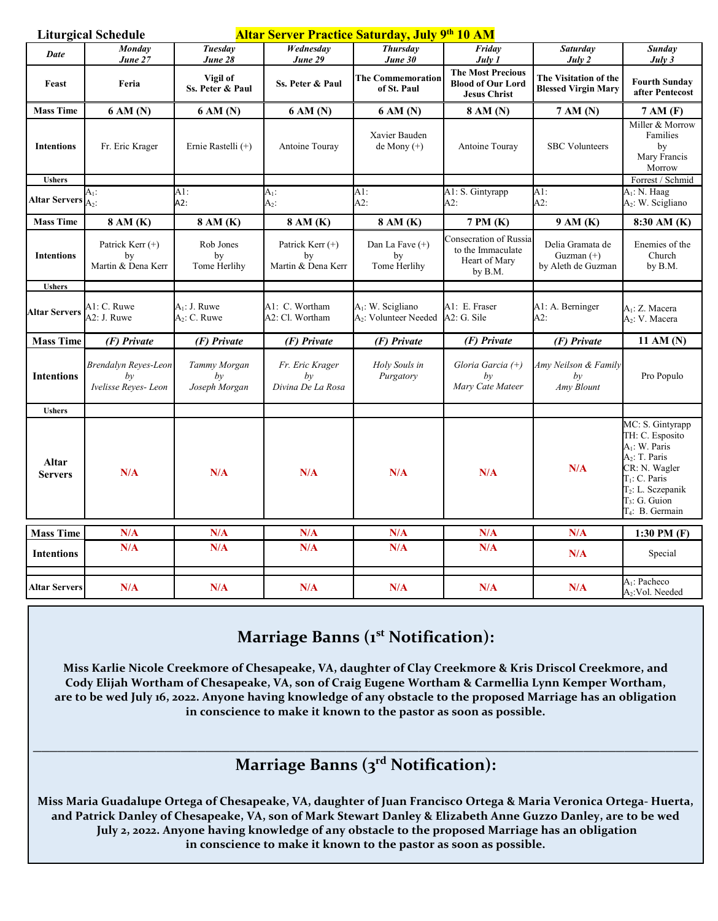**Liturgical Schedule** **Altar Server Practice Saturday, July 9th 10 AM**

| Date | Monday June 27 | Tuesday June 28 | Wednesday June 29 | Thursday June 30 | Friday July 1 | Saturday July 2 | Sunday July 3 |
|---|---|---|---|---|---|---|---|
| **Feast** | **Feria** | **Vigil of Ss. Peter & Paul** | **Ss. Peter & Paul** | **The Commemoration of St. Paul** | **The Most Precious Blood of Our Lord Jesus Christ** | **The Visitation of the Blessed Virgin Mary** | **Fourth Sunday after Pentecost** |
| **Mass Time** | **6 AM (N)** | **6 AM (N)** | **6 AM (N)** | **6 AM (N)** | **8 AM (N)** | **7 AM (N)** | **7 AM (F)** |
| **Intentions** | Fr. Eric Krager | Ernie Rastelli (+) | Antoine Touray | Xavier Bauden de Mony (+) | Antoine Touray | SBC Volunteers | Miller & Morrow Families by Mary Francis Morrow |
| **Ushers** | | | | | | | Forrest / Schmid |
| **Altar Servers** | $A_1$: $A_2$: | A1: A2: | $A_1$: $A_2$: | A1: A2: | A1: S. Gintyrapp A2: | A1: A2: | $A_1$: N. Haag $A_2$: W. Scigliano |
| **Mass Time** | **8 AM (K)** | **8 AM (K)** | **8 AM (K)** | **8 AM (K)** | **7 PM (K)** | **9 AM (K)** | **8:30 AM (K)** |
| **Intentions** | Patrick Kerr (+) by Martin & Dena Kerr | Rob Jones by Tome Herlihy | Patrick Kerr (+) by Martin & Dena Kerr | Dan La Fave (+) by Tome Herlihy | Consecration of Russia to the Immaculate Heart of Mary by B.M. | Delia Gramata de Guzman (+) by Aleth de Guzman | Enemies of the Church by B.M. |
| **Ushers** | | | | | | | |
| **Altar Servers** | A1: C. Ruwe A2: J. Ruwe | $A_1$: J. Ruwe $A_2$: C. Ruwe | A1: C. Wortham A2: Cl. Wortham | $A_1$: W. Scigliano $A_2$: Volunteer Needed | A1: E. Fraser A2: G. Sile | A1: A. Berninger A2: | $A_1$: Z. Macera $A_2$: V. Macera |
| **Mass Time** | ***(F) Private*** | ***(F) Private*** | ***(F) Private*** | ***(F) Private*** | ***(F) Private*** | ***(F) Private*** | **11 AM (N)** |
| **Intentions** | *Brendalyn Reyes-Leon by Ivelisse Reyes- Leon* | *Tammy Morgan by Joseph Morgan* | *Fr. Eric Krager by Divina De La Rosa* | *Holy Souls in Purgatory* | *Gloria Garcia (+) by Mary Cate Mateer* | *Amy Neilson & Family by Amy Blount* | Pro Populo |
| **Ushers** | | | | | | | |
| **Altar Servers** | N/A | N/A | N/A | N/A | N/A | N/A | MC: S. Gintyrapp TH: C. Esposito $A_1$: W. Paris $A_2$: T. Paris CR: N. Wagler $T_1$: C. Paris $T_2$: L. Sczepanik $T_3$: G. Guion $T_4$: B. Germain |
| **Mass Time** | N/A | N/A | N/A | N/A | N/A | N/A | **1:30 PM (F)** |
| **Intentions** | N/A | N/A | N/A | N/A | N/A | N/A | Special |
| **Altar Servers** | N/A | N/A | N/A | N/A | N/A | N/A | $A_1$: Pacheco $A_2$: Vol. Needed |

## Marriage Banns (1st Notification):

**Miss Karlie Nicole Creekmore of Chesapeake, VA, daughter of Clay Creekmore & Kris Driscol Creekmore, and Cody Elijah Wortham of Chesapeake, VA, son of Craig Eugene Wortham & Carmellia Lynn Kemper Wortham, are to be wed July 16, 2022. Anyone having knowledge of any obstacle to the proposed Marriage has an obligation in conscience to make it known to the pastor as soon as possible.**

---

## Marriage Banns (3rd Notification):

**Miss Maria Guadalupe Ortega of Chesapeake, VA, daughter of Juan Francisco Ortega & Maria Veronica Ortega- Huerta, and Patrick Danley of Chesapeake, VA, son of Mark Stewart Danley & Elizabeth Anne Guzzo Danley, are to be wed July 2, 2022. Anyone having knowledge of any obstacle to the proposed Marriage has an obligation in conscience to make it known to the pastor as soon as possible.**